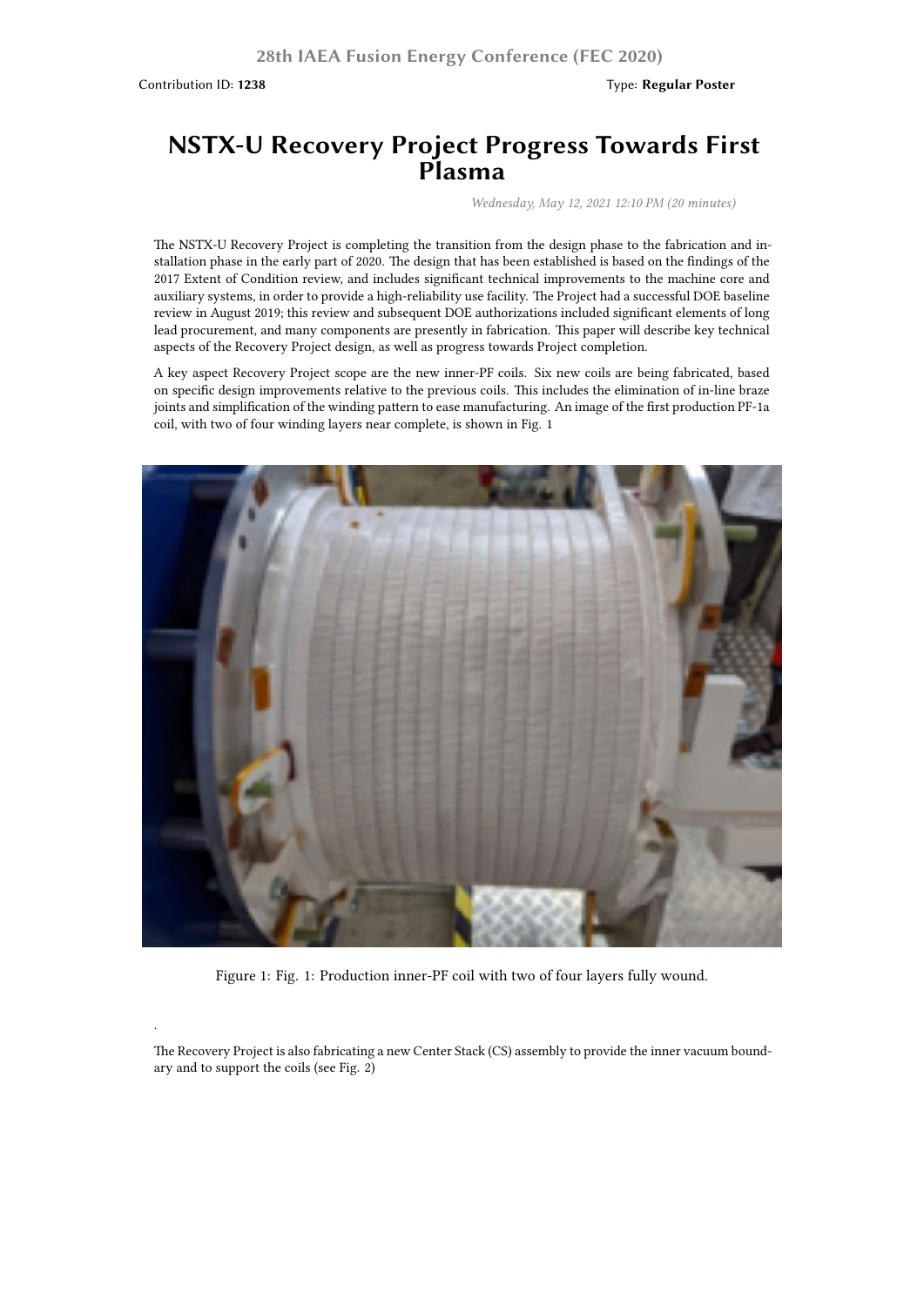Contribution ID: **1238**

Type: **Regular Poster**

# NSTX-U Recovery Project Progress Towards First Plasma

*Wednesday, May 12, 2021 12:10 PM (20 minutes)*

The NSTX-U Recovery Project is completing the transition from the design phase to the fabrication and installation phase in the early part of 2020. The design that has been established is based on the findings of the 2017 Extent of Condition review, and includes significant technical improvements to the machine core and auxiliary systems, in order to provide a high-reliability use facility. The Project had a successful DOE baseline review in August 2019; this review and subsequent DOE authorizations included significant elements of long lead procurement, and many components are presently in fabrication. This paper will describe key technical aspects of the Recovery Project design, as well as progress towards Project completion.

A key aspect Recovery Project scope are the new inner-PF coils. Six new coils are being fabricated, based on specific design improvements relative to the previous coils. This includes the elimination of in-line braze joints and simplification of the winding pattern to ease manufacturing. An image of the first production PF-1a coil, with two of four winding layers near complete, is shown in Fig. 1

Figure 1: Fig. 1: Production inner-PF coil with two of four layers fully wound.

.

The Recovery Project is also fabricating a new Center Stack (CS) assembly to provide the inner vacuum boundary and to support the coils (see Fig. 2)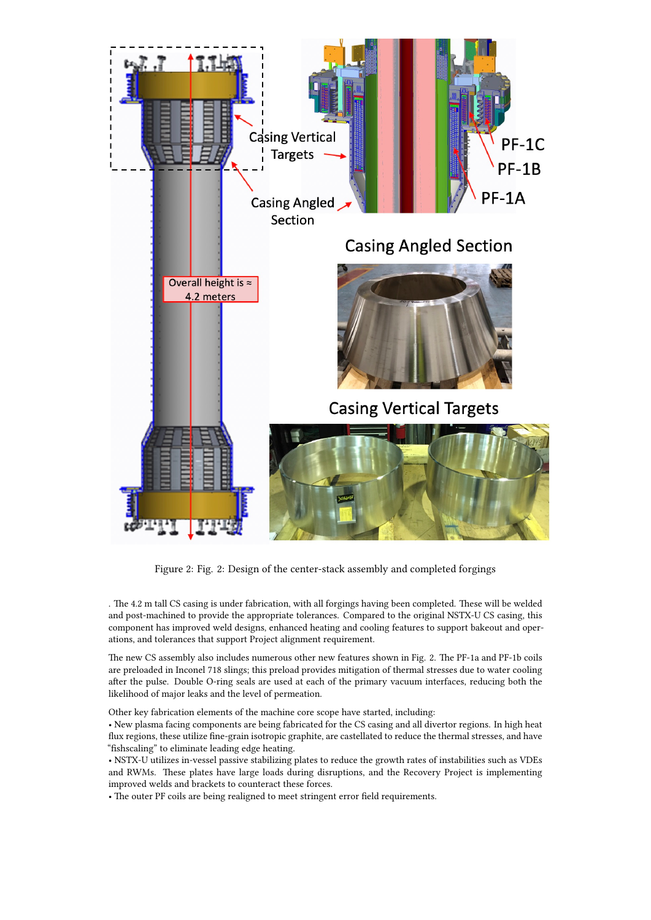Figure 2: Fig. 2: Design of the center-stack assembly and completed forgings

. The 4.2 m tall CS casing is under fabrication, with all forgings having been completed. These will be welded and post-machined to provide the appropriate tolerances. Compared to the original NSTX-U CS casing, this component has improved weld designs, enhanced heating and cooling features to support bakeout and operations, and tolerances that support Project alignment requirement.

The new CS assembly also includes numerous other new features shown in Fig. 2. The PF-1a and PF-1b coils are preloaded in Inconel 718 slings; this preload provides mitigation of thermal stresses due to water cooling after the pulse. Double O-ring seals are used at each of the primary vacuum interfaces, reducing both the likelihood of major leaks and the level of permeation.

Other key fabrication elements of the machine core scope have started, including:

• New plasma facing components are being fabricated for the CS casing and all divertor regions. In high heat flux regions, these utilize fine-grain isotropic graphite, are castellated to reduce the thermal stresses, and have "fishscaling" to eliminate leading edge heating.

• NSTX-U utilizes in-vessel passive stabilizing plates to reduce the growth rates of instabilities such as VDEs and RWMs. These plates have large loads during disruptions, and the Recovery Project is implementing improved welds and brackets to counteract these forces.

• The outer PF coils are being realigned to meet stringent error field requirements.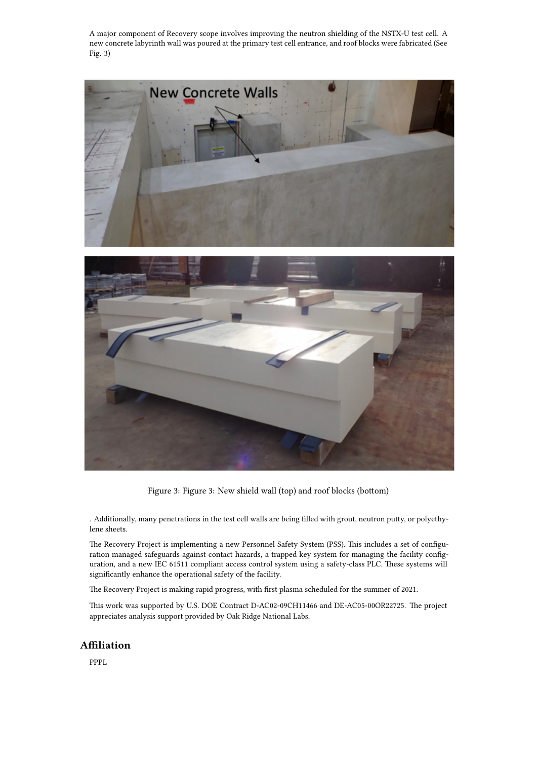A major component of Recovery scope involves improving the neutron shielding of the NSTX-U test cell. A new concrete labyrinth wall was poured at the primary test cell entrance, and roof blocks were fabricated (See Fig. 3)

Figure 3: Figure 3: New shield wall (top) and roof blocks (bottom)

. Additionally, many penetrations in the test cell walls are being filled with grout, neutron putty, or polyethylene sheets.

The Recovery Project is implementing a new Personnel Safety System (PSS). This includes a set of configuration managed safeguards against contact hazards, a trapped key system for managing the facility configuration, and a new IEC 61511 compliant access control system using a safety-class PLC. These systems will significantly enhance the operational safety of the facility.

The Recovery Project is making rapid progress, with first plasma scheduled for the summer of 2021.

This work was supported by U.S. DOE Contract D-AC02-09CH11466 and DE-AC05-00OR22725. The project appreciates analysis support provided by Oak Ridge National Labs.

## Affiliation

PPPL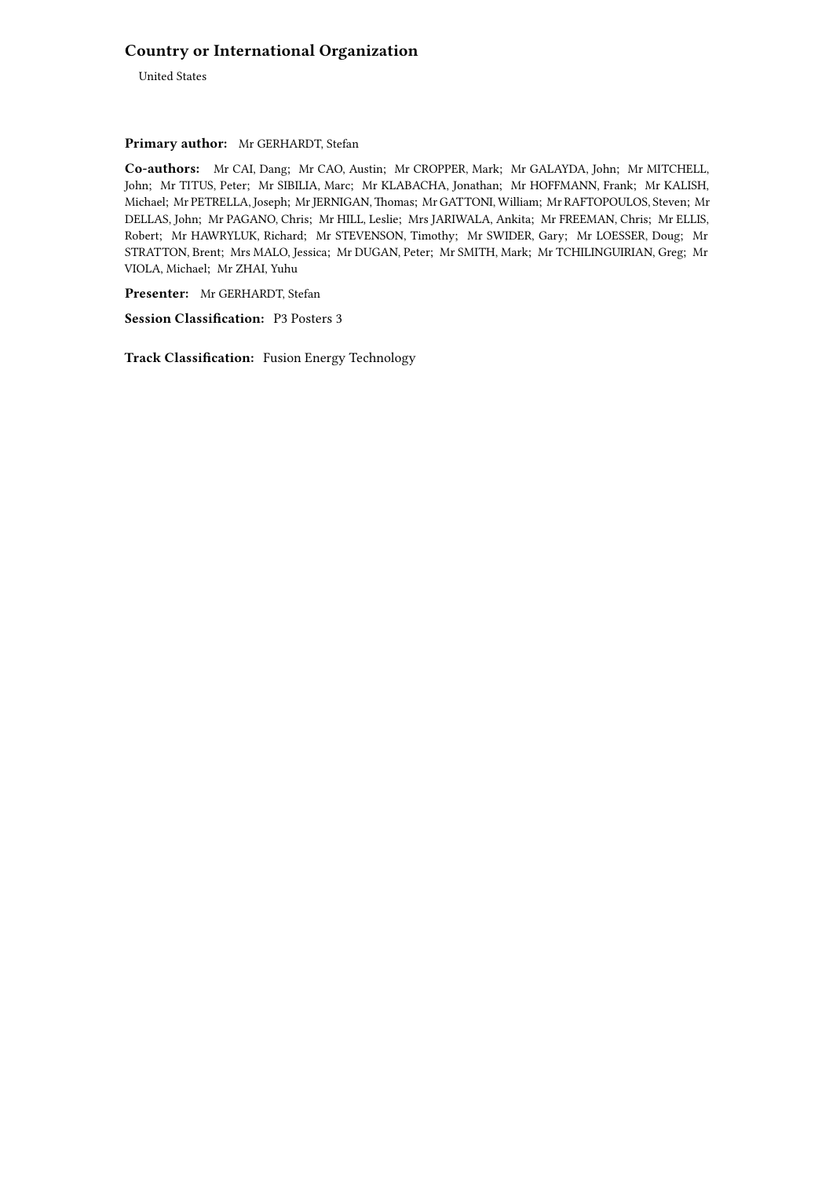### Country or International Organization

United States

**Primary author:** Mr GERHARDT, Stefan

**Co-authors:** Mr CAI, Dang; Mr CAO, Austin; Mr CROPPER, Mark; Mr GALAYDA, John; Mr MITCHELL, John; Mr TITUS, Peter; Mr SIBILIA, Marc; Mr KLABACHA, Jonathan; Mr HOFFMANN, Frank; Mr KALISH, Michael; Mr PETRELLA, Joseph; Mr JERNIGAN, Thomas; Mr GATTONI, William; Mr RAFTOPOULOS, Steven; Mr DELLAS, John; Mr PAGANO, Chris; Mr HILL, Leslie; Mrs JARIWALA, Ankita; Mr FREEMAN, Chris; Mr ELLIS, Robert; Mr HAWRYLUK, Richard; Mr STEVENSON, Timothy; Mr SWIDER, Gary; Mr LOESSER, Doug; Mr STRATTON, Brent; Mrs MALO, Jessica; Mr DUGAN, Peter; Mr SMITH, Mark; Mr TCHILINGUIRIAN, Greg; Mr VIOLA, Michael; Mr ZHAI, Yuhu

**Presenter:** Mr GERHARDT, Stefan

**Session Classification:** P3 Posters 3

**Track Classification:** Fusion Energy Technology